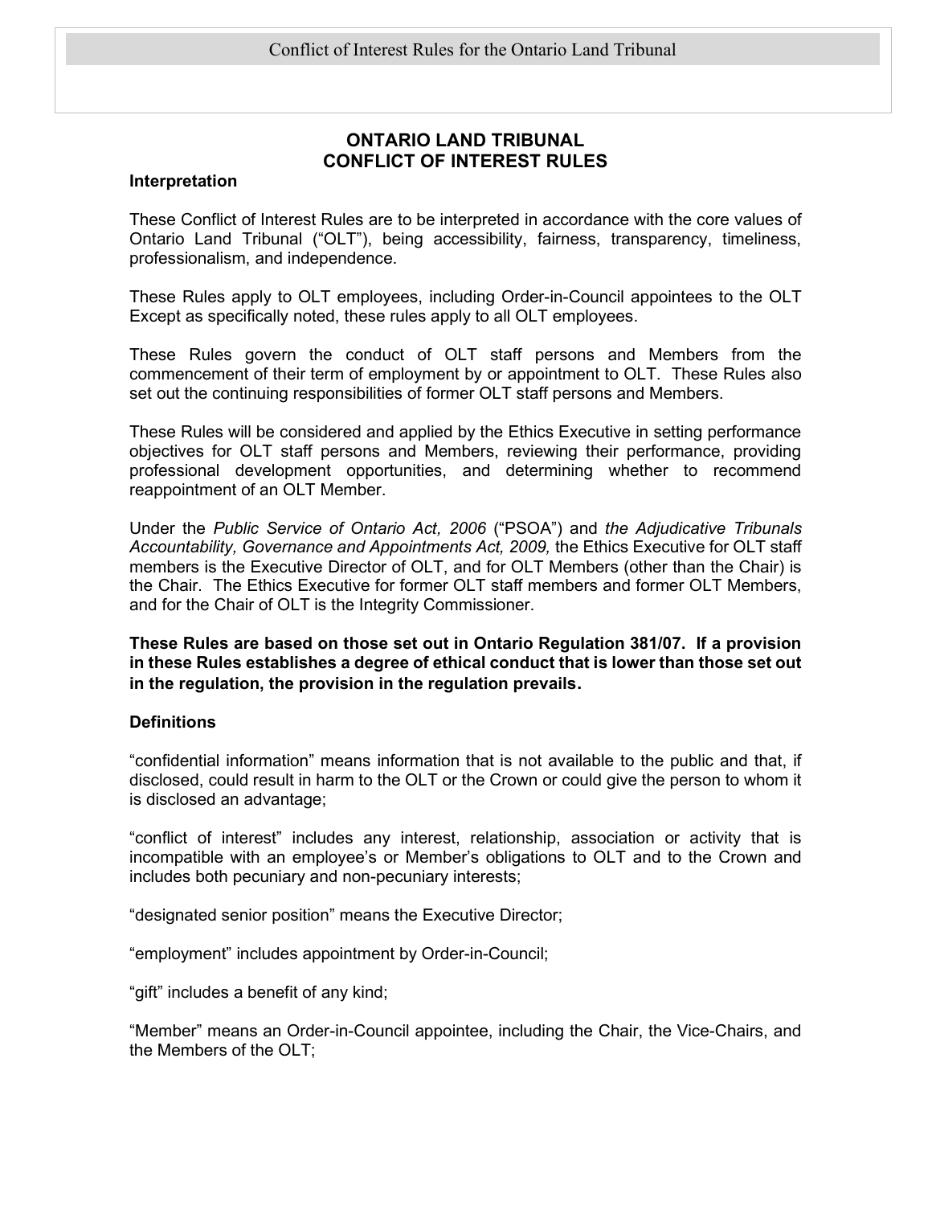# ONTARIO LAND TRIBUNAL
# CONFLICT OF INTEREST RULES

### Interpretation

These Conflict of Interest Rules are to be interpreted in accordance with the core values of Ontario Land Tribunal ("OLT"), being accessibility, fairness, transparency, timeliness, professionalism, and independence.

These Rules apply to OLT employees, including Order-in-Council appointees to the OLT Except as specifically noted, these rules apply to all OLT employees.

These Rules govern the conduct of OLT staff persons and Members from the commencement of their term of employment by or appointment to OLT. These Rules also set out the continuing responsibilities of former OLT staff persons and Members.

These Rules will be considered and applied by the Ethics Executive in setting performance objectives for OLT staff persons and Members, reviewing their performance, providing professional development opportunities, and determining whether to recommend reappointment of an OLT Member.

Under the *Public Service of Ontario Act, 2006* ("PSOA") and *the Adjudicative Tribunals Accountability, Governance and Appointments Act, 2009,* the Ethics Executive for OLT staff members is the Executive Director of OLT, and for OLT Members (other than the Chair) is the Chair. The Ethics Executive for former OLT staff members and former OLT Members, and for the Chair of OLT is the Integrity Commissioner.

**These Rules are based on those set out in Ontario Regulation 381/07. If a provision in these Rules establishes a degree of ethical conduct that is lower than those set out in the regulation, the provision in the regulation prevails.**

### Definitions

"confidential information" means information that is not available to the public and that, if disclosed, could result in harm to the OLT or the Crown or could give the person to whom it is disclosed an advantage;

"conflict of interest" includes any interest, relationship, association or activity that is incompatible with an employee's or Member's obligations to OLT and to the Crown and includes both pecuniary and non-pecuniary interests;

"designated senior position" means the Executive Director;

"employment" includes appointment by Order-in-Council;

"gift" includes a benefit of any kind;

"Member" means an Order-in-Council appointee, including the Chair, the Vice-Chairs, and the Members of the OLT;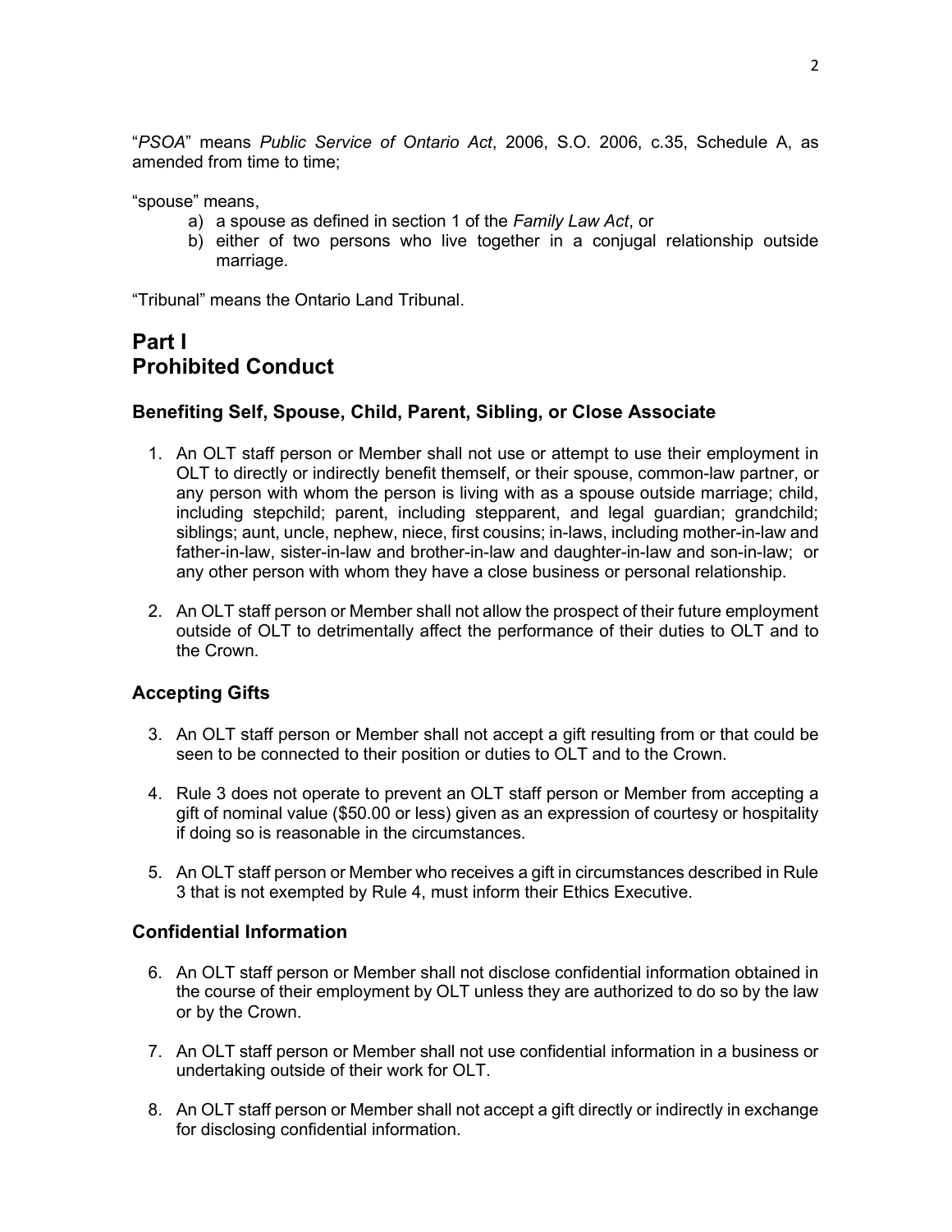"*PSOA*" means *Public Service of Ontario Act*, 2006, S.O. 2006, c.35, Schedule A, as amended from time to time;

"spouse" means,

a) a spouse as defined in section 1 of the *Family Law Act*, or
b) either of two persons who live together in a conjugal relationship outside marriage.

"Tribunal" means the Ontario Land Tribunal.

# Part I
# Prohibited Conduct

### Benefiting Self, Spouse, Child, Parent, Sibling, or Close Associate

1. An OLT staff person or Member shall not use or attempt to use their employment in OLT to directly or indirectly benefit themself, or their spouse, common-law partner, or any person with whom the person is living with as a spouse outside marriage; child, including stepchild; parent, including stepparent, and legal guardian; grandchild; siblings; aunt, uncle, nephew, niece, first cousins; in-laws, including mother-in-law and father-in-law, sister-in-law and brother-in-law and daughter-in-law and son-in-law; or any other person with whom they have a close business or personal relationship.

2. An OLT staff person or Member shall not allow the prospect of their future employment outside of OLT to detrimentally affect the performance of their duties to OLT and to the Crown.

### Accepting Gifts

3. An OLT staff person or Member shall not accept a gift resulting from or that could be seen to be connected to their position or duties to OLT and to the Crown.

4. Rule 3 does not operate to prevent an OLT staff person or Member from accepting a gift of nominal value ($50.00 or less) given as an expression of courtesy or hospitality if doing so is reasonable in the circumstances.

5. An OLT staff person or Member who receives a gift in circumstances described in Rule 3 that is not exempted by Rule 4, must inform their Ethics Executive.

### Confidential Information

6. An OLT staff person or Member shall not disclose confidential information obtained in the course of their employment by OLT unless they are authorized to do so by the law or by the Crown.

7. An OLT staff person or Member shall not use confidential information in a business or undertaking outside of their work for OLT.

8. An OLT staff person or Member shall not accept a gift directly or indirectly in exchange for disclosing confidential information.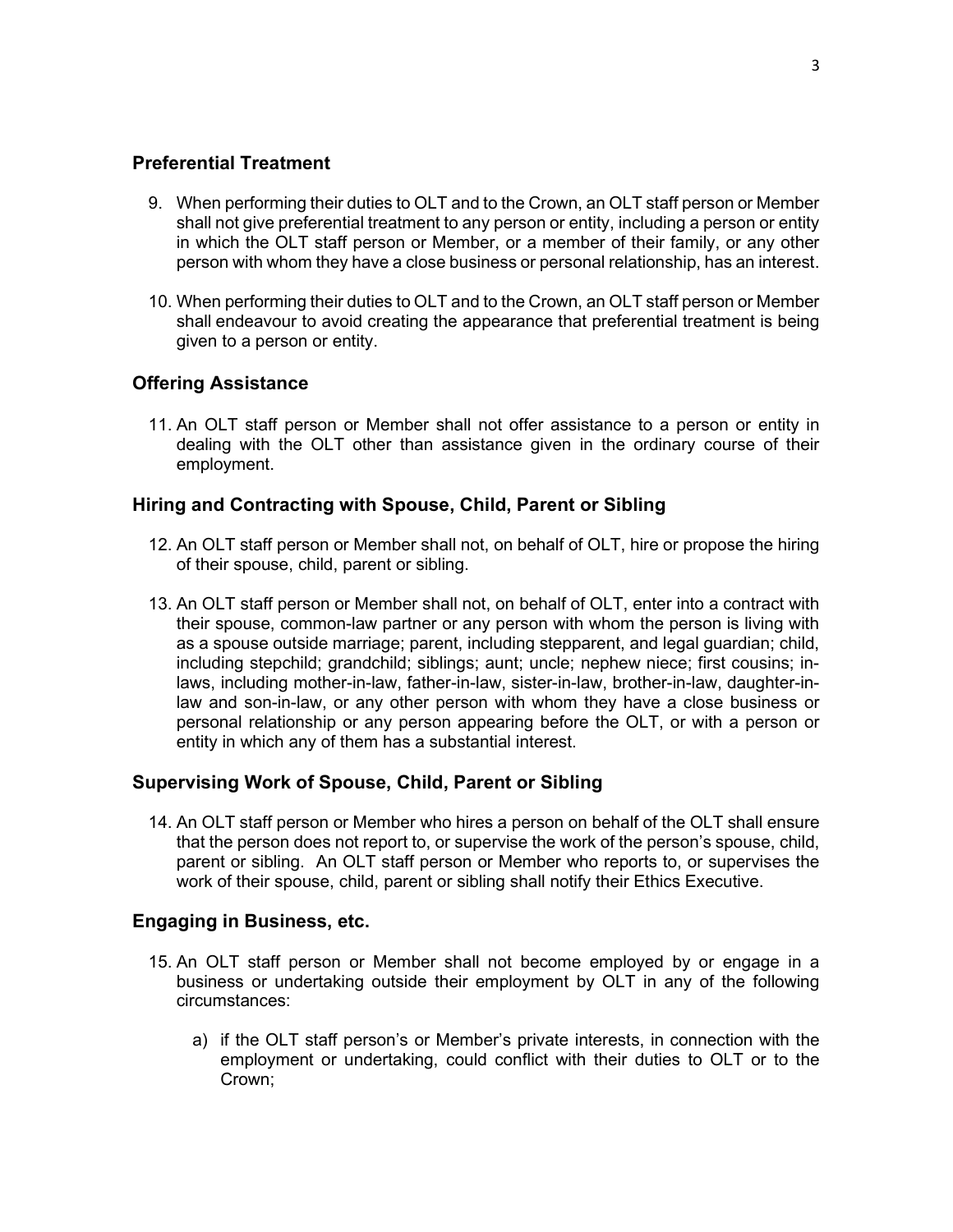## Preferential Treatment

9. When performing their duties to OLT and to the Crown, an OLT staff person or Member shall not give preferential treatment to any person or entity, including a person or entity in which the OLT staff person or Member, or a member of their family, or any other person with whom they have a close business or personal relationship, has an interest.

10. When performing their duties to OLT and to the Crown, an OLT staff person or Member shall endeavour to avoid creating the appearance that preferential treatment is being given to a person or entity.

## Offering Assistance

11. An OLT staff person or Member shall not offer assistance to a person or entity in dealing with the OLT other than assistance given in the ordinary course of their employment.

## Hiring and Contracting with Spouse, Child, Parent or Sibling

12. An OLT staff person or Member shall not, on behalf of OLT, hire or propose the hiring of their spouse, child, parent or sibling.

13. An OLT staff person or Member shall not, on behalf of OLT, enter into a contract with their spouse, common-law partner or any person with whom the person is living with as a spouse outside marriage; parent, including stepparent, and legal guardian; child, including stepchild; grandchild; siblings; aunt; uncle; nephew niece; first cousins; in-laws, including mother-in-law, father-in-law, sister-in-law, brother-in-law, daughter-in-law and son-in-law, or any other person with whom they have a close business or personal relationship or any person appearing before the OLT, or with a person or entity in which any of them has a substantial interest.

## Supervising Work of Spouse, Child, Parent or Sibling

14. An OLT staff person or Member who hires a person on behalf of the OLT shall ensure that the person does not report to, or supervise the work of the person's spouse, child, parent or sibling. An OLT staff person or Member who reports to, or supervises the work of their spouse, child, parent or sibling shall notify their Ethics Executive.

## Engaging in Business, etc.

15. An OLT staff person or Member shall not become employed by or engage in a business or undertaking outside their employment by OLT in any of the following circumstances:

    a) if the OLT staff person's or Member's private interests, in connection with the employment or undertaking, could conflict with their duties to OLT or to the Crown;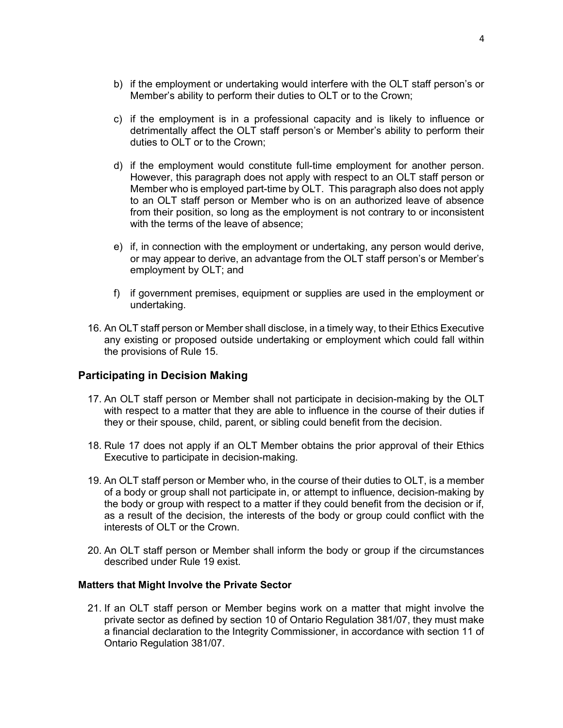b) if the employment or undertaking would interfere with the OLT staff person's or Member's ability to perform their duties to OLT or to the Crown;

c) if the employment is in a professional capacity and is likely to influence or detrimentally affect the OLT staff person's or Member's ability to perform their duties to OLT or to the Crown;

d) if the employment would constitute full-time employment for another person. However, this paragraph does not apply with respect to an OLT staff person or Member who is employed part-time by OLT. This paragraph also does not apply to an OLT staff person or Member who is on an authorized leave of absence from their position, so long as the employment is not contrary to or inconsistent with the terms of the leave of absence;

e) if, in connection with the employment or undertaking, any person would derive, or may appear to derive, an advantage from the OLT staff person's or Member's employment by OLT; and

f) if government premises, equipment or supplies are used in the employment or undertaking.

16. An OLT staff person or Member shall disclose, in a timely way, to their Ethics Executive any existing or proposed outside undertaking or employment which could fall within the provisions of Rule 15.

## Participating in Decision Making

17. An OLT staff person or Member shall not participate in decision-making by the OLT with respect to a matter that they are able to influence in the course of their duties if they or their spouse, child, parent, or sibling could benefit from the decision.

18. Rule 17 does not apply if an OLT Member obtains the prior approval of their Ethics Executive to participate in decision-making.

19. An OLT staff person or Member who, in the course of their duties to OLT, is a member of a body or group shall not participate in, or attempt to influence, decision-making by the body or group with respect to a matter if they could benefit from the decision or if, as a result of the decision, the interests of the body or group could conflict with the interests of OLT or the Crown.

20. An OLT staff person or Member shall inform the body or group if the circumstances described under Rule 19 exist.

### Matters that Might Involve the Private Sector

21. If an OLT staff person or Member begins work on a matter that might involve the private sector as defined by section 10 of Ontario Regulation 381/07, they must make a financial declaration to the Integrity Commissioner, in accordance with section 11 of Ontario Regulation 381/07.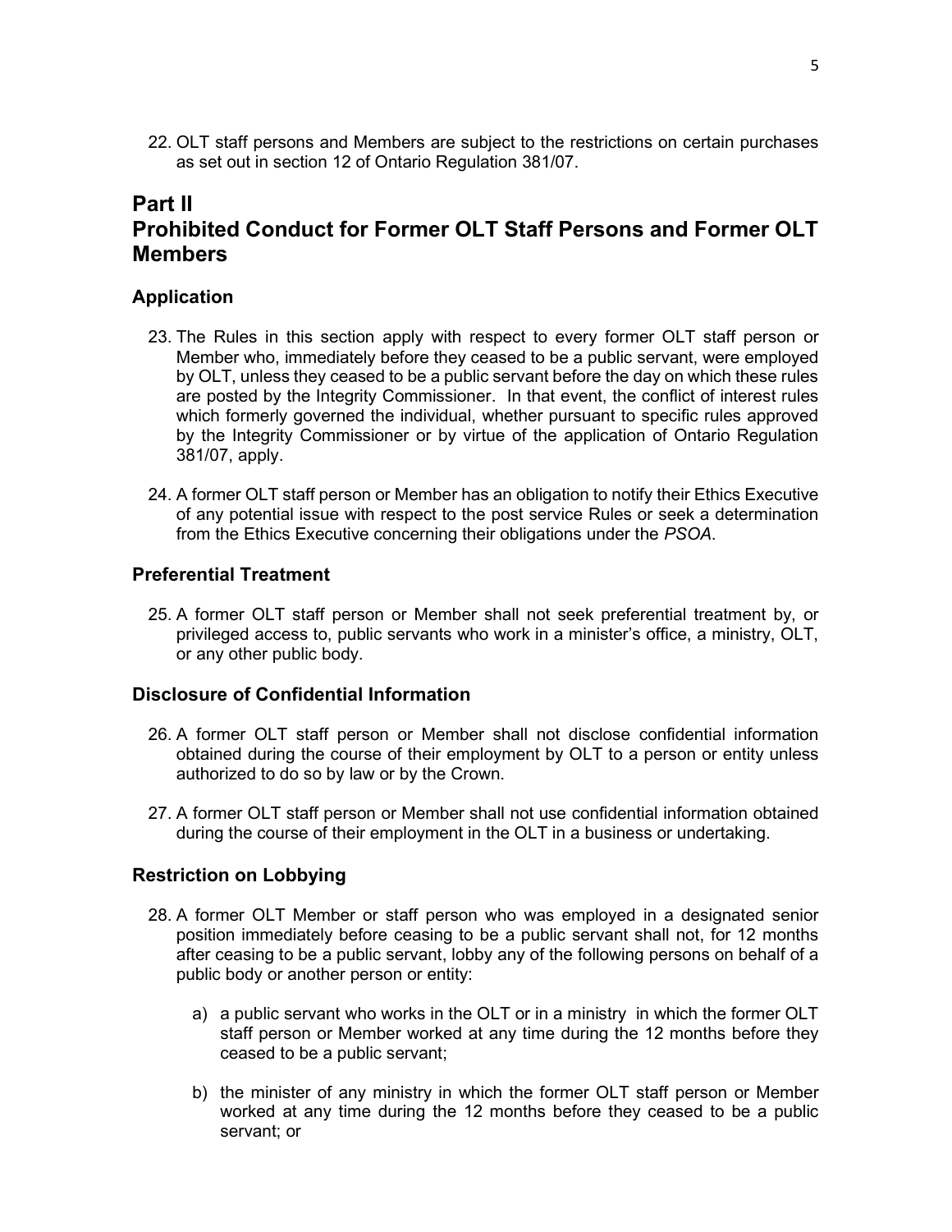22. OLT staff persons and Members are subject to the restrictions on certain purchases as set out in section 12 of Ontario Regulation 381/07.

# Part II
# Prohibited Conduct for Former OLT Staff Persons and Former OLT Members

## Application

23. The Rules in this section apply with respect to every former OLT staff person or Member who, immediately before they ceased to be a public servant, were employed by OLT, unless they ceased to be a public servant before the day on which these rules are posted by the Integrity Commissioner. In that event, the conflict of interest rules which formerly governed the individual, whether pursuant to specific rules approved by the Integrity Commissioner or by virtue of the application of Ontario Regulation 381/07, apply.

24. A former OLT staff person or Member has an obligation to notify their Ethics Executive of any potential issue with respect to the post service Rules or seek a determination from the Ethics Executive concerning their obligations under the *PSOA*.

## Preferential Treatment

25. A former OLT staff person or Member shall not seek preferential treatment by, or privileged access to, public servants who work in a minister's office, a ministry, OLT, or any other public body.

## Disclosure of Confidential Information

26. A former OLT staff person or Member shall not disclose confidential information obtained during the course of their employment by OLT to a person or entity unless authorized to do so by law or by the Crown.

27. A former OLT staff person or Member shall not use confidential information obtained during the course of their employment in the OLT in a business or undertaking.

## Restriction on Lobbying

28. A former OLT Member or staff person who was employed in a designated senior position immediately before ceasing to be a public servant shall not, for 12 months after ceasing to be a public servant, lobby any of the following persons on behalf of a public body or another person or entity:

    a) a public servant who works in the OLT or in a ministry in which the former OLT staff person or Member worked at any time during the 12 months before they ceased to be a public servant;

    b) the minister of any ministry in which the former OLT staff person or Member worked at any time during the 12 months before they ceased to be a public servant; or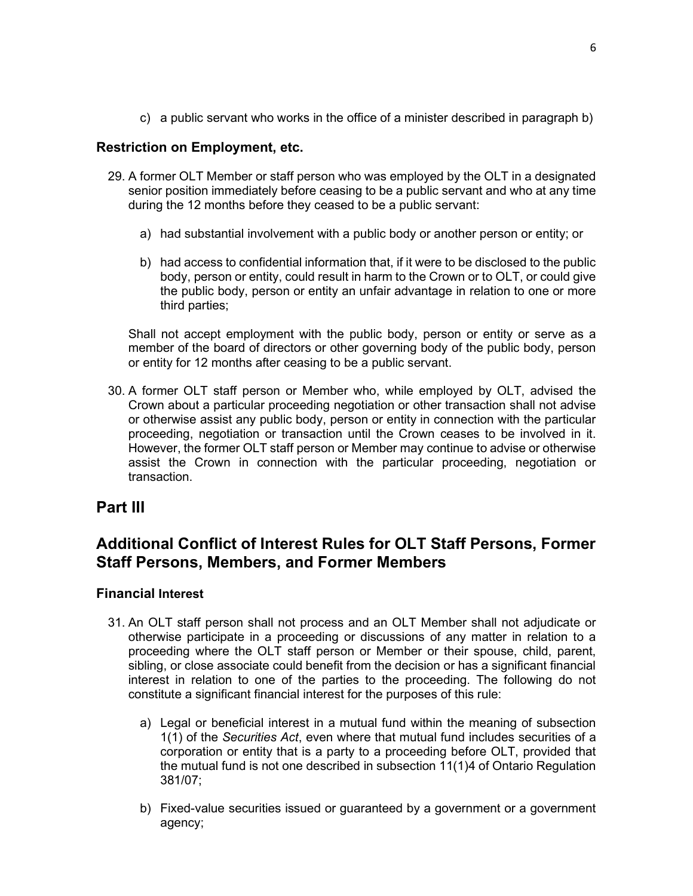c) a public servant who works in the office of a minister described in paragraph b)

### Restriction on Employment, etc.

29. A former OLT Member or staff person who was employed by the OLT in a designated senior position immediately before ceasing to be a public servant and who at any time during the 12 months before they ceased to be a public servant:

    a) had substantial involvement with a public body or another person or entity; or

    b) had access to confidential information that, if it were to be disclosed to the public body, person or entity, could result in harm to the Crown or to OLT, or could give the public body, person or entity an unfair advantage in relation to one or more third parties;

    Shall not accept employment with the public body, person or entity or serve as a member of the board of directors or other governing body of the public body, person or entity for 12 months after ceasing to be a public servant.

30. A former OLT staff person or Member who, while employed by OLT, advised the Crown about a particular proceeding negotiation or other transaction shall not advise or otherwise assist any public body, person or entity in connection with the particular proceeding, negotiation or transaction until the Crown ceases to be involved in it. However, the former OLT staff person or Member may continue to advise or otherwise assist the Crown in connection with the particular proceeding, negotiation or transaction.

## Part III

## Additional Conflict of Interest Rules for OLT Staff Persons, Former Staff Persons, Members, and Former Members

### Financial Interest

31. An OLT staff person shall not process and an OLT Member shall not adjudicate or otherwise participate in a proceeding or discussions of any matter in relation to a proceeding where the OLT staff person or Member or their spouse, child, parent, sibling, or close associate could benefit from the decision or has a significant financial interest in relation to one of the parties to the proceeding. The following do not constitute a significant financial interest for the purposes of this rule:

    a) Legal or beneficial interest in a mutual fund within the meaning of subsection 1(1) of the *Securities Act*, even where that mutual fund includes securities of a corporation or entity that is a party to a proceeding before OLT, provided that the mutual fund is not one described in subsection 11(1)4 of Ontario Regulation 381/07;

    b) Fixed-value securities issued or guaranteed by a government or a government agency;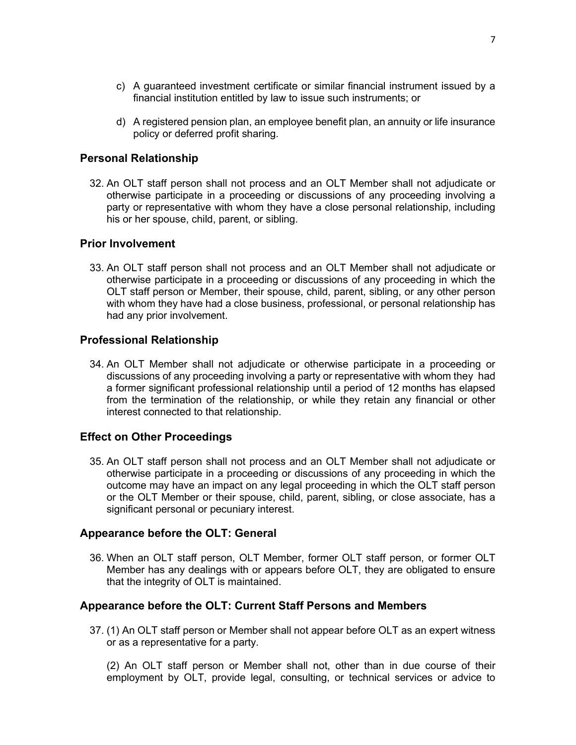c) A guaranteed investment certificate or similar financial instrument issued by a financial institution entitled by law to issue such instruments; or

d) A registered pension plan, an employee benefit plan, an annuity or life insurance policy or deferred profit sharing.

### Personal Relationship

32. An OLT staff person shall not process and an OLT Member shall not adjudicate or otherwise participate in a proceeding or discussions of any proceeding involving a party or representative with whom they have a close personal relationship, including his or her spouse, child, parent, or sibling.

### Prior Involvement

33. An OLT staff person shall not process and an OLT Member shall not adjudicate or otherwise participate in a proceeding or discussions of any proceeding in which the OLT staff person or Member, their spouse, child, parent, sibling, or any other person with whom they have had a close business, professional, or personal relationship has had any prior involvement.

### Professional Relationship

34. An OLT Member shall not adjudicate or otherwise participate in a proceeding or discussions of any proceeding involving a party or representative with whom they had a former significant professional relationship until a period of 12 months has elapsed from the termination of the relationship, or while they retain any financial or other interest connected to that relationship.

### Effect on Other Proceedings

35. An OLT staff person shall not process and an OLT Member shall not adjudicate or otherwise participate in a proceeding or discussions of any proceeding in which the outcome may have an impact on any legal proceeding in which the OLT staff person or the OLT Member or their spouse, child, parent, sibling, or close associate, has a significant personal or pecuniary interest.

### Appearance before the OLT: General

36. When an OLT staff person, OLT Member, former OLT staff person, or former OLT Member has any dealings with or appears before OLT, they are obligated to ensure that the integrity of OLT is maintained.

### Appearance before the OLT: Current Staff Persons and Members

37. (1) An OLT staff person or Member shall not appear before OLT as an expert witness or as a representative for a party.

(2) An OLT staff person or Member shall not, other than in due course of their employment by OLT, provide legal, consulting, or technical services or advice to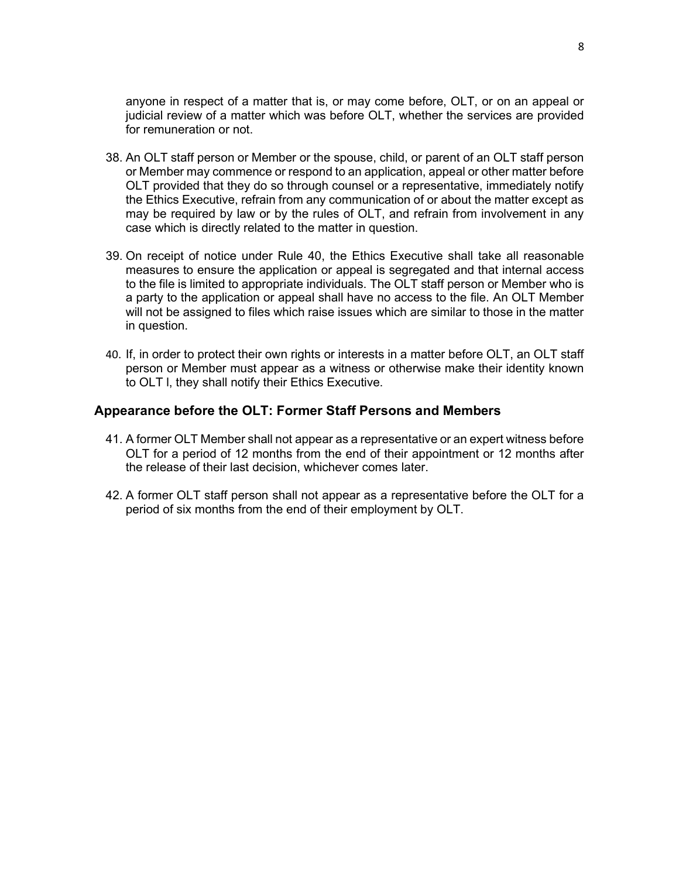anyone in respect of a matter that is, or may come before, OLT, or on an appeal or judicial review of a matter which was before OLT, whether the services are provided for remuneration or not.

38. An OLT staff person or Member or the spouse, child, or parent of an OLT staff person or Member may commence or respond to an application, appeal or other matter before OLT provided that they do so through counsel or a representative, immediately notify the Ethics Executive, refrain from any communication of or about the matter except as may be required by law or by the rules of OLT, and refrain from involvement in any case which is directly related to the matter in question.

39. On receipt of notice under Rule 40, the Ethics Executive shall take all reasonable measures to ensure the application or appeal is segregated and that internal access to the file is limited to appropriate individuals. The OLT staff person or Member who is a party to the application or appeal shall have no access to the file. An OLT Member will not be assigned to files which raise issues which are similar to those in the matter in question.

40. If, in order to protect their own rights or interests in a matter before OLT, an OLT staff person or Member must appear as a witness or otherwise make their identity known to OLT l, they shall notify their Ethics Executive.

## Appearance before the OLT: Former Staff Persons and Members

41. A former OLT Member shall not appear as a representative or an expert witness before OLT for a period of 12 months from the end of their appointment or 12 months after the release of their last decision, whichever comes later.

42. A former OLT staff person shall not appear as a representative before the OLT for a period of six months from the end of their employment by OLT.